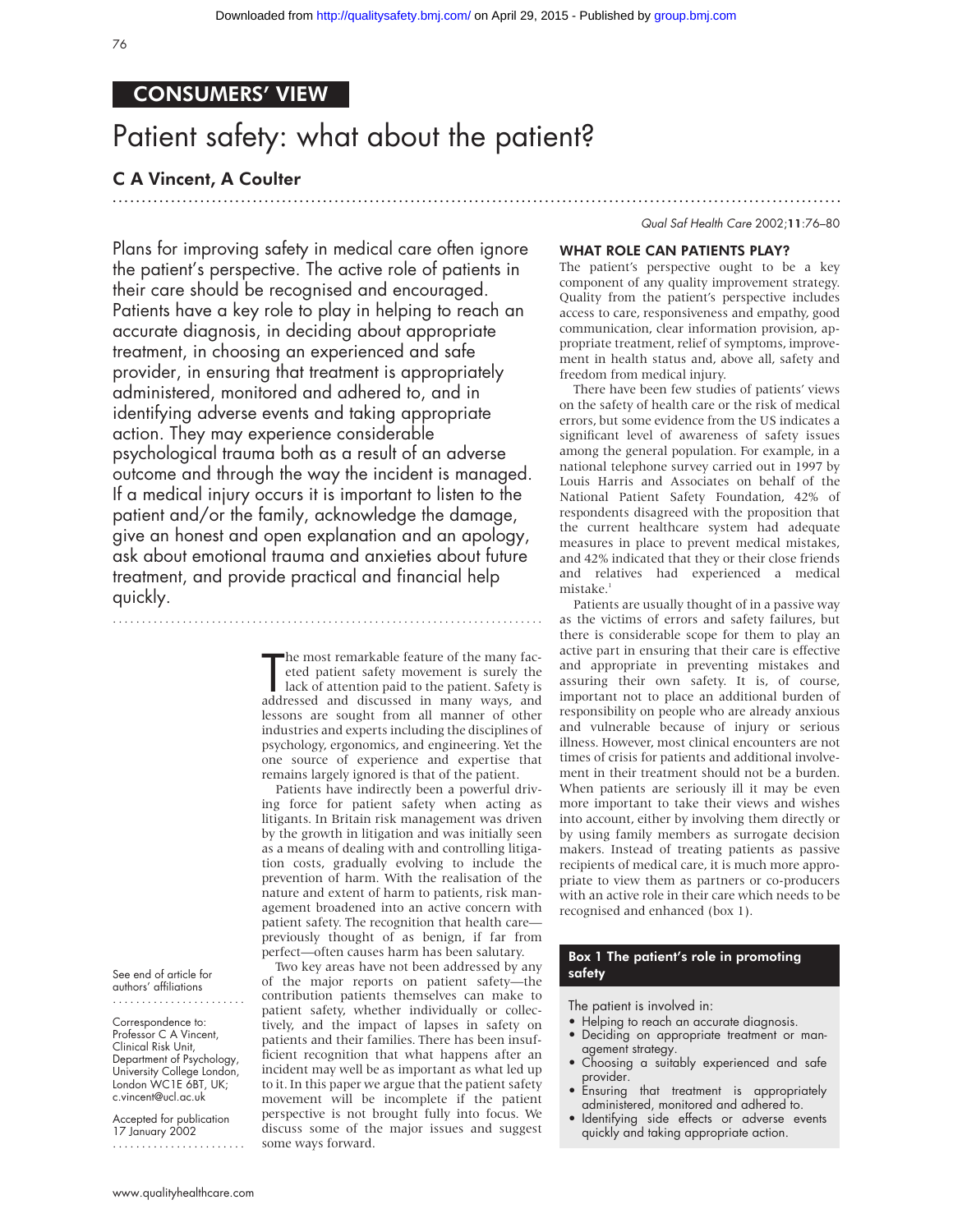CONSUMERS' VIEW

# Patient safety: what about the patient?

## C A Vincent, A Coulter

Plans for improving safety in medical care often ignore the patient's perspective. The active role of patients in their care should be recognised and encouraged. Patients have a key role to play in helping to reach an accurate diagnosis, in deciding about appropriate treatment, in choosing an experienced and safe provider, in ensuring that treatment is appropriately administered, monitored and adhered to, and in identifying adverse events and taking appropriate action. They may experience considerable psychological trauma both as a result of an adverse outcome and through the way the incident is managed. If a medical injury occurs it is important to listen to the patient and/or the family, acknowledge the damage, give an honest and open explanation and an apology, ask about emotional trauma and anxieties about future treatment, and provide practical and financial help quickly.

See end of article for authors' affiliations

Correspondence to: Professor C A Vincent, Clinical Risk Unit, Department of Psychology, University College London, London WC1E 6BT, UK; c.vincent@ucl.ac.uk

Accepted for publication 17 January 2002

The most remarkable feature of the many faceted patient safety movement is surely the lack of attention paid to the patient. Safety is addressed and discussed in many ways, and lessons are sought from all manner of other industries and experts including the disciplines of psychology, ergonomics, and engineering. Yet the one source of experience and expertise that remains largely ignored is that of the patient.

Patients have indirectly been a powerful driving force for patient safety when acting as litigants. In Britain risk management was driven by the growth in litigation and was initially seen as a means of dealing with and controlling litigation costs, gradually evolving to include the prevention of harm. With the realisation of the nature and extent of harm to patients, risk management broadened into an active concern with patient safety. The recognition that health care—previously thought of as benign, if far from perfect—often causes harm has been salutary.

Two key areas have not been addressed by any of the major reports on patient safety—the contribution patients themselves can make to patient safety, whether individually or collectively, and the impact of lapses in safety on patients and their families. There has been insufficient recognition that what happens after an incident may well be as important as what led up to it. In this paper we argue that the patient safety movement will be incomplete if the patient perspective is not brought fully into focus. We discuss some of the major issues and suggest some ways forward.

### WHAT ROLE CAN PATIENTS PLAY?

The patient's perspective ought to be a key component of any quality improvement strategy. Quality from the patient's perspective includes access to care, responsiveness and empathy, good communication, clear information provision, appropriate treatment, relief of symptoms, improvement in health status and, above all, safety and freedom from medical injury.

There have been few studies of patients' views on the safety of health care or the risk of medical errors, but some evidence from the US indicates a significant level of awareness of safety issues among the general population. For example, in a national telephone survey carried out in 1997 by Louis Harris and Associates on behalf of the National Patient Safety Foundation, 42% of respondents disagreed with the proposition that the current healthcare system had adequate measures in place to prevent medical mistakes, and 42% indicated that they or their close friends and relatives had experienced a medical mistake.[1]

Patients are usually thought of in a passive way as the victims of errors and safety failures, but there is considerable scope for them to play an active part in ensuring that their care is effective and appropriate in preventing mistakes and assuring their own safety. It is, of course, important not to place an additional burden of responsibility on people who are already anxious and vulnerable because of injury or serious illness. However, most clinical encounters are not times of crisis for patients and additional involvement in their treatment should not be a burden. When patients are seriously ill it may be even more important to take their views and wishes into account, either by involving them directly or by using family members as surrogate decision makers. Instead of treating patients as passive recipients of medical care, it is much more appropriate to view them as partners or co-producers with an active role in their care which needs to be recognised and enhanced (box 1).

**Box 1 The patient's role in promoting safety**

The patient is involved in:

- Helping to reach an accurate diagnosis.
- Deciding on appropriate treatment or management strategy.
- Choosing a suitably experienced and safe provider.
- Ensuring that treatment is appropriately administered, monitored and adhered to.
- Identifying side effects or adverse events quickly and taking appropriate action.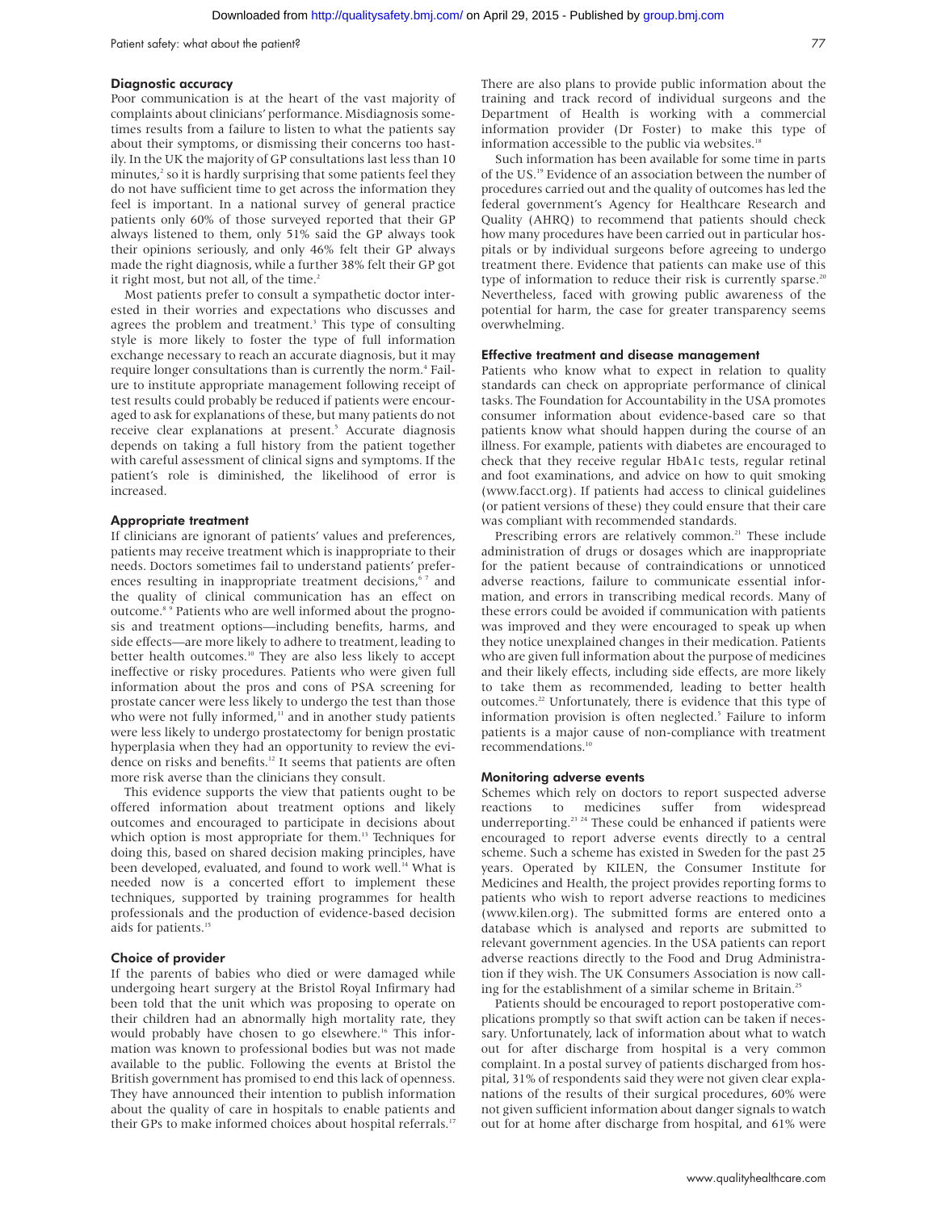### Diagnostic accuracy

Poor communication is at the heart of the vast majority of complaints about clinicians' performance. Misdiagnosis sometimes results from a failure to listen to what the patients say about their symptoms, or dismissing their concerns too hastily. In the UK the majority of GP consultations last less than 10 minutes,[2] so it is hardly surprising that some patients feel they do not have sufficient time to get across the information they feel is important. In a national survey of general practice patients only 60% of those surveyed reported that their GP always listened to them, only 51% said the GP always took their opinions seriously, and only 46% felt their GP always made the right diagnosis, while a further 38% felt their GP got it right most, but not all, of the time.[2]

Most patients prefer to consult a sympathetic doctor interested in their worries and expectations who discusses and agrees the problem and treatment.[3] This type of consulting style is more likely to foster the type of full information exchange necessary to reach an accurate diagnosis, but it may require longer consultations than is currently the norm.[4] Failure to institute appropriate management following receipt of test results could probably be reduced if patients were encouraged to ask for explanations of these, but many patients do not receive clear explanations at present.[5] Accurate diagnosis depends on taking a full history from the patient together with careful assessment of clinical signs and symptoms. If the patient's role is diminished, the likelihood of error is increased.

### Appropriate treatment

If clinicians are ignorant of patients' values and preferences, patients may receive treatment which is inappropriate to their needs. Doctors sometimes fail to understand patients' preferences resulting in inappropriate treatment decisions,[6,7] and the quality of clinical communication has an effect on outcome.[8,9] Patients who are well informed about the prognosis and treatment options—including benefits, harms, and side effects—are more likely to adhere to treatment, leading to better health outcomes.[10] They are also less likely to accept ineffective or risky procedures. Patients who were given full information about the pros and cons of PSA screening for prostate cancer were less likely to undergo the test than those who were not fully informed,[11] and in another study patients were less likely to undergo prostatectomy for benign prostatic hyperplasia when they had an opportunity to review the evidence on risks and benefits.[12] It seems that patients are often more risk averse than the clinicians they consult.

This evidence supports the view that patients ought to be offered information about treatment options and likely outcomes and encouraged to participate in decisions about which option is most appropriate for them.[13] Techniques for doing this, based on shared decision making principles, have been developed, evaluated, and found to work well.[14] What is needed now is a concerted effort to implement these techniques, supported by training programmes for health professionals and the production of evidence-based decision aids for patients.[15]

### Choice of provider

If the parents of babies who died or were damaged while undergoing heart surgery at the Bristol Royal Infirmary had been told that the unit which was proposing to operate on their children had an abnormally high mortality rate, they would probably have chosen to go elsewhere.[16] This information was known to professional bodies but was not made available to the public. Following the events at Bristol the British government has promised to end this lack of openness. They have announced their intention to publish information about the quality of care in hospitals to enable patients and their GPs to make informed choices about hospital referrals.[17] There are also plans to provide public information about the training and track record of individual surgeons and the Department of Health is working with a commercial information provider (Dr Foster) to make this type of information accessible to the public via websites.[18]

Such information has been available for some time in parts of the US.[19] Evidence of an association between the number of procedures carried out and the quality of outcomes has led the federal government's Agency for Healthcare Research and Quality (AHRQ) to recommend that patients should check how many procedures have been carried out in particular hospitals or by individual surgeons before agreeing to undergo treatment there. Evidence that patients can make use of this type of information to reduce their risk is currently sparse.[20] Nevertheless, faced with growing public awareness of the potential for harm, the case for greater transparency seems overwhelming.

### Effective treatment and disease management

Patients who know what to expect in relation to quality standards can check on appropriate performance of clinical tasks. The Foundation for Accountability in the USA promotes consumer information about evidence-based care so that patients know what should happen during the course of an illness. For example, patients with diabetes are encouraged to check that they receive regular HbA1c tests, regular retinal and foot examinations, and advice on how to quit smoking (www.facct.org). If patients had access to clinical guidelines (or patient versions of these) they could ensure that their care was compliant with recommended standards.

Prescribing errors are relatively common.[21] These include administration of drugs or dosages which are inappropriate for the patient because of contraindications or unnoticed adverse reactions, failure to communicate essential information, and errors in transcribing medical records. Many of these errors could be avoided if communication with patients was improved and they were encouraged to speak up when they notice unexplained changes in their medication. Patients who are given full information about the purpose of medicines and their likely effects, including side effects, are more likely to take them as recommended, leading to better health outcomes.[22] Unfortunately, there is evidence that this type of information provision is often neglected.[5] Failure to inform patients is a major cause of non-compliance with treatment recommendations.[10]

### Monitoring adverse events

Schemes which rely on doctors to report suspected adverse reactions to medicines suffer from widespread underreporting.[23,24] These could be enhanced if patients were encouraged to report adverse events directly to a central scheme. Such a scheme has existed in Sweden for the past 25 years. Operated by KILEN, the Consumer Institute for Medicines and Health, the project provides reporting forms to patients who wish to report adverse reactions to medicines (www.kilen.org). The submitted forms are entered onto a database which is analysed and reports are submitted to relevant government agencies. In the USA patients can report adverse reactions directly to the Food and Drug Administration if they wish. The UK Consumers Association is now calling for the establishment of a similar scheme in Britain.[25]

Patients should be encouraged to report postoperative complications promptly so that swift action can be taken if necessary. Unfortunately, lack of information about what to watch out for after discharge from hospital is a very common complaint. In a postal survey of patients discharged from hospital, 31% of respondents said they were not given clear explanations of the results of their surgical procedures, 60% were not given sufficient information about danger signals to watch out for at home after discharge from hospital, and 61% were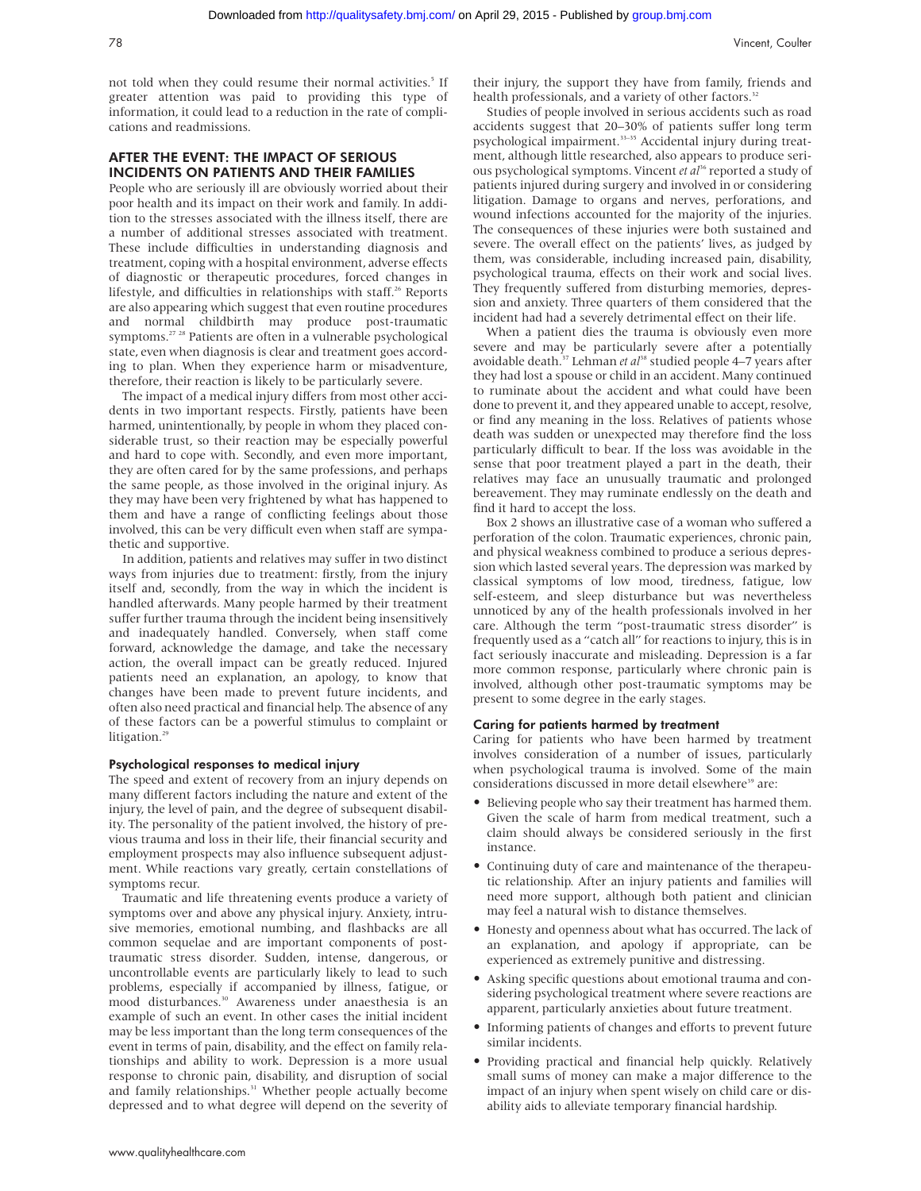not told when they could resume their normal activities.[5] If greater attention was paid to providing this type of information, it could lead to a reduction in the rate of complications and readmissions.

## AFTER THE EVENT: THE IMPACT OF SERIOUS INCIDENTS ON PATIENTS AND THEIR FAMILIES

People who are seriously ill are obviously worried about their poor health and its impact on their work and family. In addition to the stresses associated with the illness itself, there are a number of additional stresses associated with treatment. These include difficulties in understanding diagnosis and treatment, coping with a hospital environment, adverse effects of diagnostic or therapeutic procedures, forced changes in lifestyle, and difficulties in relationships with staff.[26] Reports are also appearing which suggest that even routine procedures and normal childbirth may produce post-traumatic symptoms.[27 28] Patients are often in a vulnerable psychological state, even when diagnosis is clear and treatment goes according to plan. When they experience harm or misadventure, therefore, their reaction is likely to be particularly severe.

The impact of a medical injury differs from most other accidents in two important respects. Firstly, patients have been harmed, unintentionally, by people in whom they placed considerable trust, so their reaction may be especially powerful and hard to cope with. Secondly, and even more important, they are often cared for by the same professions, and perhaps the same people, as those involved in the original injury. As they may have been very frightened by what has happened to them and have a range of conflicting feelings about those involved, this can be very difficult even when staff are sympathetic and supportive.

In addition, patients and relatives may suffer in two distinct ways from injuries due to treatment: firstly, from the injury itself and, secondly, from the way in which the incident is handled afterwards. Many people harmed by their treatment suffer further trauma through the incident being insensitively and inadequately handled. Conversely, when staff come forward, acknowledge the damage, and take the necessary action, the overall impact can be greatly reduced. Injured patients need an explanation, an apology, to know that changes have been made to prevent future incidents, and often also need practical and financial help. The absence of any of these factors can be a powerful stimulus to complaint or litigation.[29]

### Psychological responses to medical injury

The speed and extent of recovery from an injury depends on many different factors including the nature and extent of the injury, the level of pain, and the degree of subsequent disability. The personality of the patient involved, the history of previous trauma and loss in their life, their financial security and employment prospects may also influence subsequent adjustment. While reactions vary greatly, certain constellations of symptoms recur.

Traumatic and life threatening events produce a variety of symptoms over and above any physical injury. Anxiety, intrusive memories, emotional numbing, and flashbacks are all common sequelae and are important components of post-traumatic stress disorder. Sudden, intense, dangerous, or uncontrollable events are particularly likely to lead to such problems, especially if accompanied by illness, fatigue, or mood disturbances.[30] Awareness under anaesthesia is an example of such an event. In other cases the initial incident may be less important than the long term consequences of the event in terms of pain, disability, and the effect on family relationships and ability to work. Depression is a more usual response to chronic pain, disability, and disruption of social and family relationships.[31] Whether people actually become depressed and to what degree will depend on the severity of their injury, the support they have from family, friends and health professionals, and a variety of other factors.[32]

Studies of people involved in serious accidents such as road accidents suggest that 20–30% of patients suffer long term psychological impairment.[33–35] Accidental injury during treatment, although little researched, also appears to produce serious psychological symptoms. Vincent *et al*[36] reported a study of patients injured during surgery and involved in or considering litigation. Damage to organs and nerves, perforations, and wound infections accounted for the majority of the injuries. The consequences of these injuries were both sustained and severe. The overall effect on the patients' lives, as judged by them, was considerable, including increased pain, disability, psychological trauma, effects on their work and social lives. They frequently suffered from disturbing memories, depression and anxiety. Three quarters of them considered that the incident had had a severely detrimental effect on their life.

When a patient dies the trauma is obviously even more severe and may be particularly severe after a potentially avoidable death.[37] Lehman *et al*[38] studied people 4–7 years after they had lost a spouse or child in an accident. Many continued to ruminate about the accident and what could have been done to prevent it, and they appeared unable to accept, resolve, or find any meaning in the loss. Relatives of patients whose death was sudden or unexpected may therefore find the loss particularly difficult to bear. If the loss was avoidable in the sense that poor treatment played a part in the death, their relatives may face an unusually traumatic and prolonged bereavement. They may ruminate endlessly on the death and find it hard to accept the loss.

Box 2 shows an illustrative case of a woman who suffered a perforation of the colon. Traumatic experiences, chronic pain, and physical weakness combined to produce a serious depression which lasted several years. The depression was marked by classical symptoms of low mood, tiredness, fatigue, low self-esteem, and sleep disturbance but was nevertheless unnoticed by any of the health professionals involved in her care. Although the term "post-traumatic stress disorder" is frequently used as a "catch all" for reactions to injury, this is in fact seriously inaccurate and misleading. Depression is a far more common response, particularly where chronic pain is involved, although other post-traumatic symptoms may be present to some degree in the early stages.

### Caring for patients harmed by treatment

Caring for patients who have been harmed by treatment involves consideration of a number of issues, particularly when psychological trauma is involved. Some of the main considerations discussed in more detail elsewhere[39] are:

- Believing people who say their treatment has harmed them. Given the scale of harm from medical treatment, such a claim should always be considered seriously in the first instance.
- Continuing duty of care and maintenance of the therapeutic relationship. After an injury patients and families will need more support, although both patient and clinician may feel a natural wish to distance themselves.
- Honesty and openness about what has occurred. The lack of an explanation, and apology if appropriate, can be experienced as extremely punitive and distressing.
- Asking specific questions about emotional trauma and considering psychological treatment where severe reactions are apparent, particularly anxieties about future treatment.
- Informing patients of changes and efforts to prevent future similar incidents.
- Providing practical and financial help quickly. Relatively small sums of money can make a major difference to the impact of an injury when spent wisely on child care or disability aids to alleviate temporary financial hardship.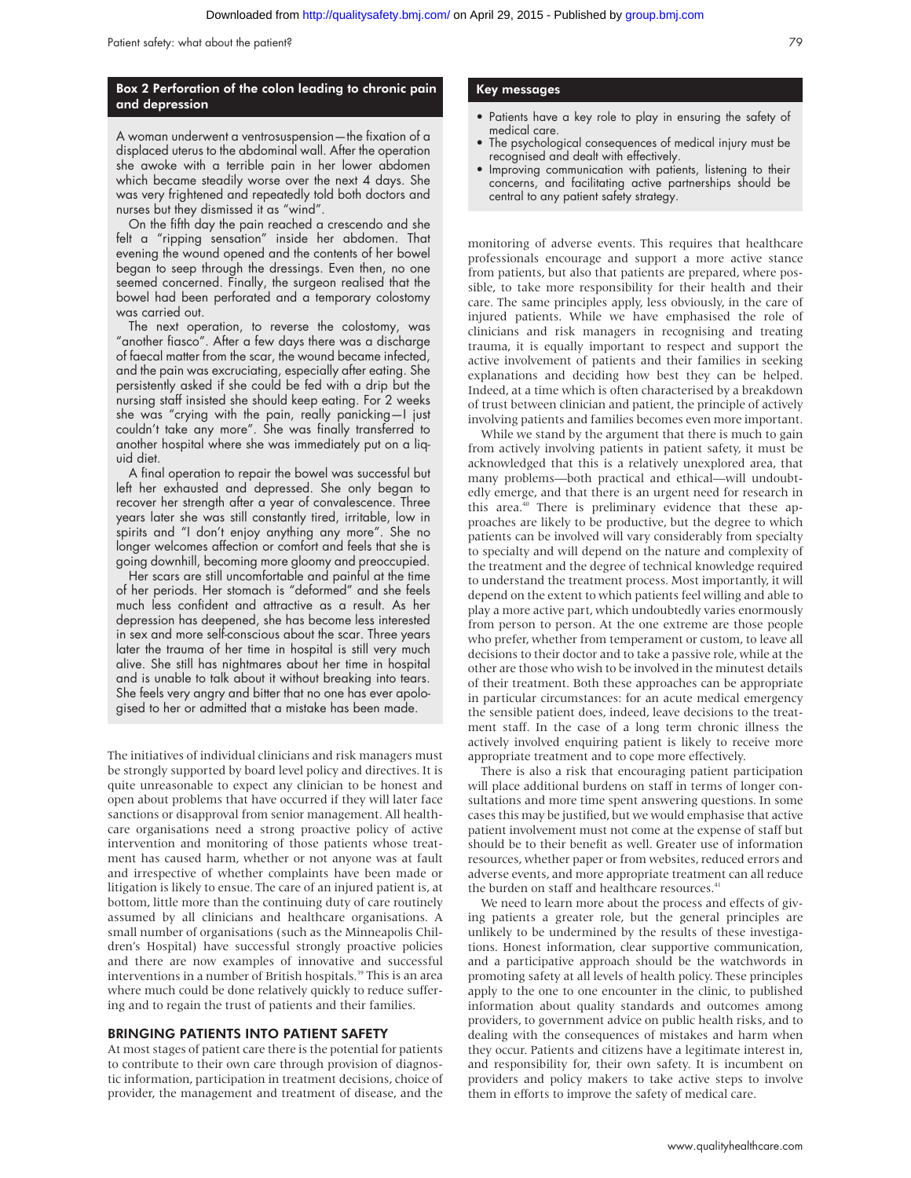### Box 2 Perforation of the colon leading to chronic pain and depression

A woman underwent a ventrosuspension—the fixation of a displaced uterus to the abdominal wall. After the operation she awoke with a terrible pain in her lower abdomen which became steadily worse over the next 4 days. She was very frightened and repeatedly told both doctors and nurses but they dismissed it as "wind".

On the fifth day the pain reached a crescendo and she felt a "ripping sensation" inside her abdomen. That evening the wound opened and the contents of her bowel began to seep through the dressings. Even then, no one seemed concerned. Finally, the surgeon realised that the bowel had been perforated and a temporary colostomy was carried out.

The next operation, to reverse the colostomy, was "another fiasco". After a few days there was a discharge of faecal matter from the scar, the wound became infected, and the pain was excruciating, especially after eating. She persistently asked if she could be fed with a drip but the nursing staff insisted she should keep eating. For 2 weeks she was "crying with the pain, really panicking—I just couldn't take any more". She was finally transferred to another hospital where she was immediately put on a liquid diet.

A final operation to repair the bowel was successful but left her exhausted and depressed. She only began to recover her strength after a year of convalescence. Three years later she was still constantly tired, irritable, low in spirits and "I don't enjoy anything any more". She no longer welcomes affection or comfort and feels that she is going downhill, becoming more gloomy and preoccupied.

Her scars are still uncomfortable and painful at the time of her periods. Her stomach is "deformed" and she feels much less confident and attractive as a result. As her depression has deepened, she has become less interested in sex and more self-conscious about the scar. Three years later the trauma of her time in hospital is still very much alive. She still has nightmares about her time in hospital and is unable to talk about it without breaking into tears. She feels very angry and bitter that no one has ever apologised to her or admitted that a mistake has been made.

The initiatives of individual clinicians and risk managers must be strongly supported by board level policy and directives. It is quite unreasonable to expect any clinician to be honest and open about problems that have occurred if they will later face sanctions or disapproval from senior management. All healthcare organisations need a strong proactive policy of active intervention and monitoring of those patients whose treatment has caused harm, whether or not anyone was at fault and irrespective of whether complaints have been made or litigation is likely to ensue. The care of an injured patient is, at bottom, little more than the continuing duty of care routinely assumed by all clinicians and healthcare organisations. A small number of organisations (such as the Minneapolis Children's Hospital) have successful strongly proactive policies and there are now examples of innovative and successful interventions in a number of British hospitals.[39] This is an area where much could be done relatively quickly to reduce suffering and to regain the trust of patients and their families.

## BRINGING PATIENTS INTO PATIENT SAFETY

At most stages of patient care there is the potential for patients to contribute to their own care through provision of diagnostic information, participation in treatment decisions, choice of provider, the management and treatment of disease, and the monitoring of adverse events. This requires that healthcare professionals encourage and support a more active stance from patients, but also that patients are prepared, where possible, to take more responsibility for their health and their care. The same principles apply, less obviously, in the care of injured patients. While we have emphasised the role of clinicians and risk managers in recognising and treating trauma, it is equally important to respect and support the active involvement of patients and their families in seeking explanations and deciding how best they can be helped. Indeed, at a time which is often characterised by a breakdown of trust between clinician and patient, the principle of actively involving patients and families becomes even more important.

While we stand by the argument that there is much to gain from actively involving patients in patient safety, it must be acknowledged that this is a relatively unexplored area, that many problems—both practical and ethical—will undoubtedly emerge, and that there is an urgent need for research in this area.[40] There is preliminary evidence that these approaches are likely to be productive, but the degree to which patients can be involved will vary considerably from specialty to specialty and will depend on the nature and complexity of the treatment and the degree of technical knowledge required to understand the treatment process. Most importantly, it will depend on the extent to which patients feel willing and able to play a more active part, which undoubtedly varies enormously from person to person. At the one extreme are those people who prefer, whether from temperament or custom, to leave all decisions to their doctor and to take a passive role, while at the other are those who wish to be involved in the minutest details of their treatment. Both these approaches can be appropriate in particular circumstances: for an acute medical emergency the sensible patient does, indeed, leave decisions to the treatment staff. In the case of a long term chronic illness the actively involved enquiring patient is likely to receive more appropriate treatment and to cope more effectively.

There is also a risk that encouraging patient participation will place additional burdens on staff in terms of longer consultations and more time spent answering questions. In some cases this may be justified, but we would emphasise that active patient involvement must not come at the expense of staff but should be to their benefit as well. Greater use of information resources, whether paper or from websites, reduced errors and adverse events, and more appropriate treatment can all reduce the burden on staff and healthcare resources.[41]

We need to learn more about the process and effects of giving patients a greater role, but the general principles are unlikely to be undermined by the results of these investigations. Honest information, clear supportive communication, and a participative approach should be the watchwords in promoting safety at all levels of health policy. These principles apply to the one to one encounter in the clinic, to published information about quality standards and outcomes among providers, to government advice on public health risks, and to dealing with the consequences of mistakes and harm when they occur. Patients and citizens have a legitimate interest in, and responsibility for, their own safety. It is incumbent on providers and policy makers to take active steps to involve them in efforts to improve the safety of medical care.

### Key messages

- Patients have a key role to play in ensuring the safety of medical care.
- The psychological consequences of medical injury must be recognised and dealt with effectively.
- Improving communication with patients, listening to their concerns, and facilitating active partnerships should be central to any patient safety strategy.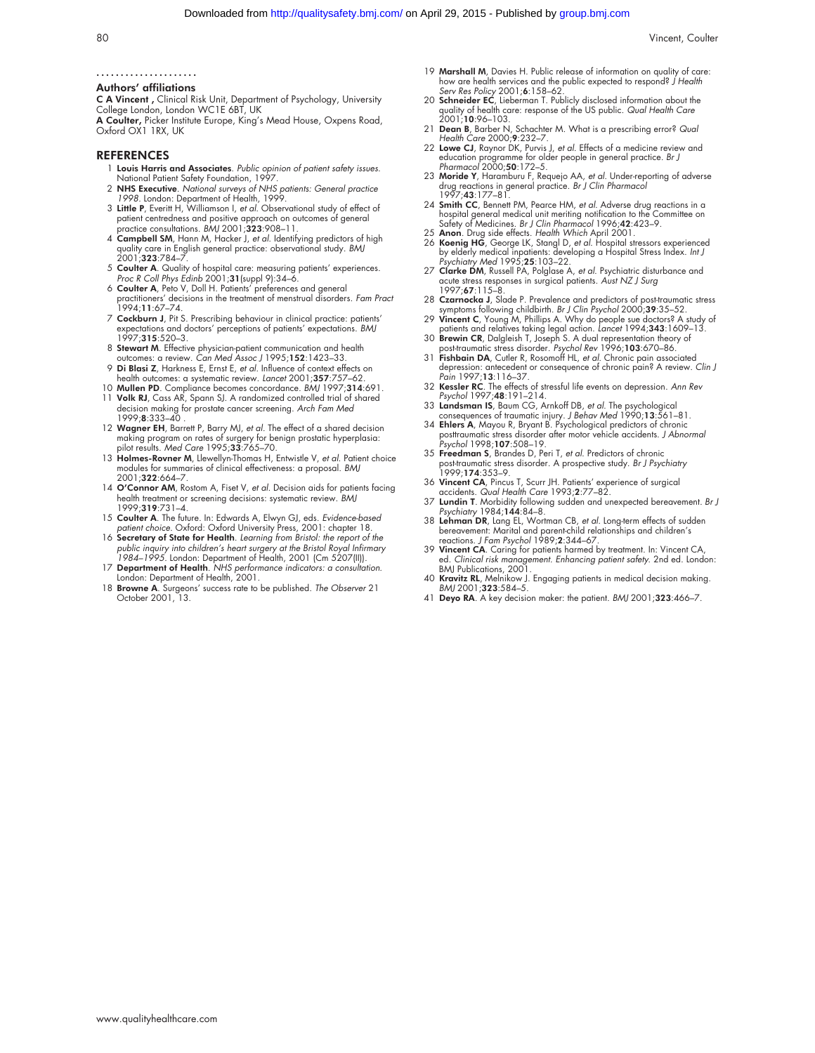## Authors' affiliations

**C A Vincent ,** Clinical Risk Unit, Department of Psychology, University College London, London WC1E 6BT, UK

**A Coulter,** Picker Institute Europe, King's Mead House, Oxpens Road, Oxford OX1 1RX, UK

## REFERENCES

1. **Louis Harris and Associates**. *Public opinion of patient safety issues.* National Patient Safety Foundation, 1997.
2. **NHS Executive**. *National surveys of NHS patients: General practice 1998*. London: Department of Health, 1999.
3. **Little P**, Everitt H, Williamson I, *et al.* Observational study of effect of patient centredness and positive approach on outcomes of general practice consultations. *BMJ* 2001;**323**:908–11.
4. **Campbell SM**, Hann M, Hacker J, *et al.* Identifying predictors of high quality care in English general practice: observational study. *BMJ* 2001;**323**:784–7.
5. **Coulter A**. Quality of hospital care: measuring patients' experiences. *Proc R Coll Phys Edinb* 2001;**31**(suppl 9):34–6.
6. **Coulter A**, Peto V, Doll H. Patients' preferences and general practitioners' decisions in the treatment of menstrual disorders. *Fam Pract* 1994;**11**:67–74.
7. **Cockburn J**, Pit S. Prescribing behaviour in clinical practice: patients' expectations and doctors' perceptions of patients' expectations. *BMJ* 1997;**315**:520–3.
8. **Stewart M**. Effective physician-patient communication and health outcomes: a review. *Can Med Assoc J* 1995;**152**:1423–33.
9. **Di Blasi Z**, Harkness E, Ernst E, *et al.* Influence of context effects on health outcomes: a systematic review. *Lancet* 2001;**357**:757–62.
10. **Mullen PD**. Compliance becomes concordance. *BMJ* 1997;**314**:691.
11. **Volk RJ**, Cass AR, Spann SJ. A randomized controlled trial of shared decision making for prostate cancer screening. *Arch Fam Med* 1999;**8**:333–40 .
12. **Wagner EH**, Barrett P, Barry MJ, *et al.* The effect of a shared decision making program on rates of surgery for benign prostatic hyperplasia: pilot results. *Med Care* 1995;**33**:765–70.
13. **Holmes-Rovner M**, Llewellyn-Thomas H, Entwistle V, *et al.* Patient choice modules for summaries of clinical effectiveness: a proposal. *BMJ* 2001;**322**:664–7.
14. **O'Connor AM**, Rostom A, Fiset V, *et al.* Decision aids for patients facing health treatment or screening decisions: systematic review. *BMJ* 1999;**319**:731–4.
15. **Coulter A**. The future. In: Edwards A, Elwyn GJ, eds. *Evidence-based patient choice.* Oxford: Oxford University Press, 2001: chapter 18.
16. **Secretary of State for Health**. *Learning from Bristol: the report of the public inquiry into children's heart surgery at the Bristol Royal Infirmary 1984–1995*. London: Department of Health, 2001 (Cm 5207(II)).
17. **Department of Health**. *NHS performance indicators: a consultation.* London: Department of Health, 2001.
18. **Browne A**. Surgeons' success rate to be published. *The Observer* 21 October 2001, 13.
19. **Marshall M**, Davies H. Public release of information on quality of care: how are health services and the public expected to respond? *J Health Serv Res Policy* 2001;**6**:158–62.
20. **Schneider EC**, Lieberman T. Publicly disclosed information about the quality of health care: response of the US public. *Qual Health Care* 2001;**10**:96–103.
21. **Dean B**, Barber N, Schachter M. What is a prescribing error? *Qual Health Care* 2000;**9**:232–7.
22. **Lowe CJ**, Raynor DK, Purvis J, *et al.* Effects of a medicine review and education programme for older people in general practice. *Br J Pharmacol* 2000;**50**:172–5.
23. **Moride Y**, Haramburu F, Requejo AA, *et al.* Under-reporting of adverse drug reactions in general practice. *Br J Clin Pharmacol* 1997;**43**:177–81.
24. **Smith CC**, Bennett PM, Pearce HM, *et al.* Adverse drug reactions in a hospital general medical unit meriting notification to the Committee on Safety of Medicines. *Br J Clin Pharmacol* 1996;**42**:423–9.
25. **Anon**. Drug side effects. *Health Which* April 2001.
26. **Koenig HG**, George LK, Stangl D, *et al.* Hospital stressors experienced by elderly medical inpatients: developing a Hospital Stress Index. *Int J Psychiatry Med* 1995;**25**:103–22.
27. **Clarke DM**, Russell PA, Polglase A, *et al.* Psychiatric disturbance and acute stress responses in surgical patients. *Aust NZ J Surg* 1997;**67**:115–8.
28. **Czarnocka J**, Slade P. Prevalence and predictors of post-traumatic stress symptoms following childbirth. *Br J Clin Psychol* 2000;**39**:35–52.
29. **Vincent C**, Young M, Phillips A. Why do people sue doctors? A study of patients and relatives taking legal action. *Lancet* 1994;**343**:1609–13.
30. **Brewin CR**, Dalgleish T, Joseph S. A dual representation theory of post-traumatic stress disorder. *Psychol Rev* 1996;**103**:670–86.
31. **Fishbain DA**, Cutler R, Rosomoff HL, *et al.* Chronic pain associated depression: antecedent or consequence of chronic pain? A review. *Clin J Pain* 1997;**13**:116–37.
32. **Kessler RC**. The effects of stressful life events on depression. *Ann Rev Psychol* 1997;**48**:191–214.
33. **Landsman IS**, Baum CG, Arnkoff DB, *et al.* The psychological consequences of traumatic injury. *J Behav Med* 1990;**13**:561–81.
34. **Ehlers A**, Mayou R, Bryant B. Psychological predictors of chronic posttraumatic stress disorder after motor vehicle accidents. *J Abnormal Psychol* 1998;**107**:508–19.
35. **Freedman S**, Brandes D, Peri T, *et al.* Predictors of chronic post-traumatic stress disorder. A prospective study. *Br J Psychiatry* 1999;**174**:353–9.
36. **Vincent CA**, Pincus T, Scurr JH. Patients' experience of surgical accidents. *Qual Health Care* 1993;**2**:77–82.
37. **Lundin T**. Morbidity following sudden and unexpected bereavement. *Br J Psychiatry* 1984;**144**:84–8.
38. **Lehman DR**, Lang EL, Wortman CB, *et al.* Long-term effects of sudden bereavement: Marital and parent-child relationships and children's reactions. *J Fam Psychol* 1989;**2**:344–67.
39. **Vincent CA**. Caring for patients harmed by treatment. In: Vincent CA, ed. *Clinical risk management. Enhancing patient safety.* 2nd ed. London: BMJ Publications, 2001.
40. **Kravitz RL**, Melnikow J. Engaging patients in medical decision making. *BMJ* 2001;**323**:584–5.
41. **Deyo RA**. A key decision maker: the patient. *BMJ* 2001;**323**:466–7.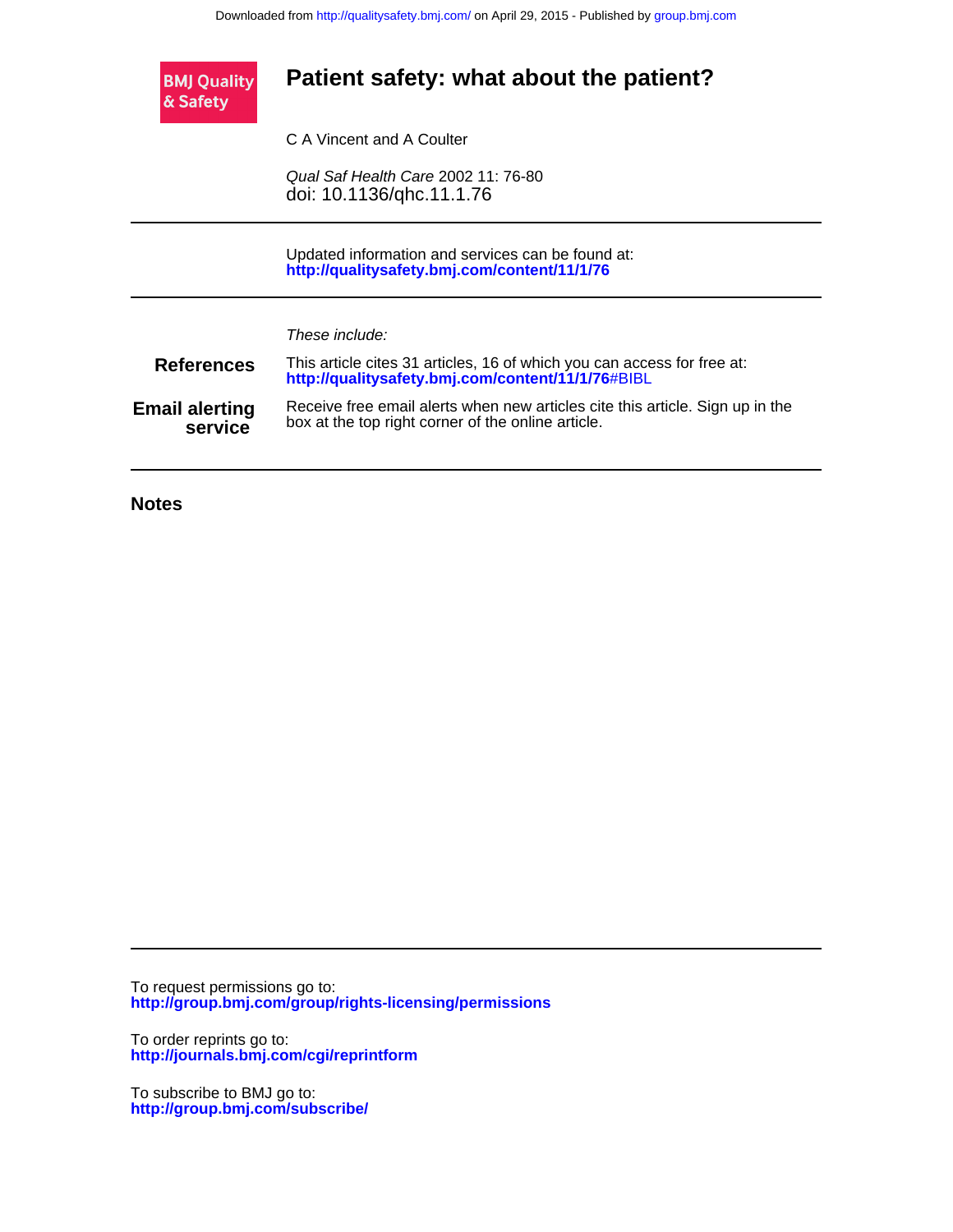# Patient safety: what about the patient?

C A Vincent and A Coulter

*Qual Saf Health Care* 2002 11: 76-80
doi: 10.1136/qhc.11.1.76

Updated information and services can be found at:
**http://qualitysafety.bmj.com/content/11/1/76**

*These include:*

**References**

This article cites 31 articles, 16 of which you can access for free at:
**http://qualitysafety.bmj.com/content/11/1/76**#BIBL

**Email alerting service**

Receive free email alerts when new articles cite this article. Sign up in the box at the top right corner of the online article.

## Notes

To request permissions go to:
**http://group.bmj.com/group/rights-licensing/permissions**

To order reprints go to:
**http://journals.bmj.com/cgi/reprintform**

To subscribe to BMJ go to:
**http://group.bmj.com/subscribe/**